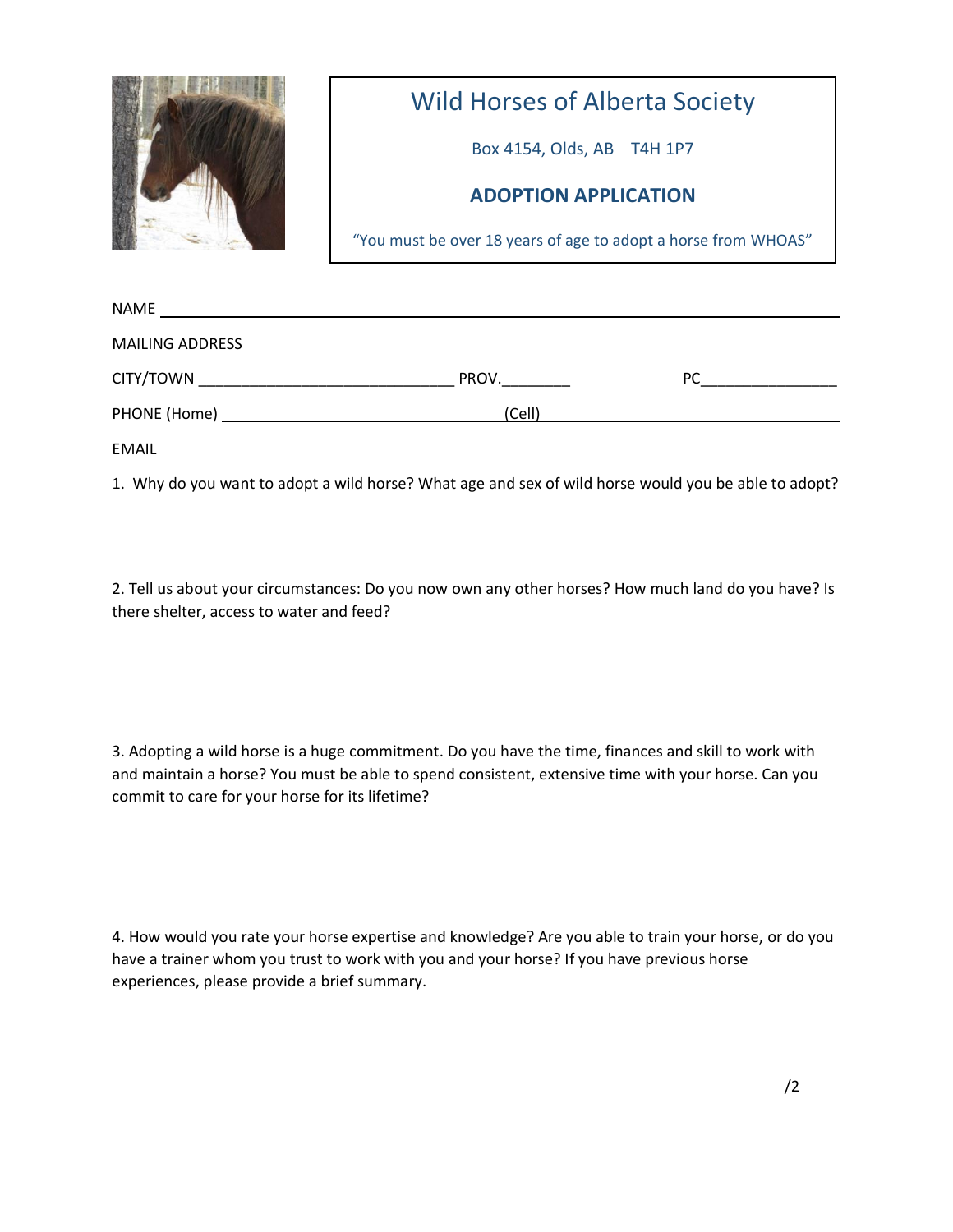# Wild Horses of Alberta Society

Box 4154, Olds, AB T4H 1P7

## ADOPTION APPLICATION

"You must be over 18 years of age to adopt a horse from WHOAS"

NAME ____________________________________________

MAILING ADDRESS ____________________________________________

CITY/TOWN ______________________________ PROV.________ PC________________

PHONE (Home) ______________________________ (Cell) ______________________________

EMAIL ____________________________________________

1. Why do you want to adopt a wild horse? What age and sex of wild horse would you be able to adopt?

2. Tell us about your circumstances: Do you now own any other horses? How much land do you have? Is there shelter, access to water and feed?

3. Adopting a wild horse is a huge commitment. Do you have the time, finances and skill to work with and maintain a horse? You must be able to spend consistent, extensive time with your horse. Can you commit to care for your horse for its lifetime?

4. How would you rate your horse expertise and knowledge? Are you able to train your horse, or do you have a trainer whom you trust to work with you and your horse? If you have previous horse experiences, please provide a brief summary.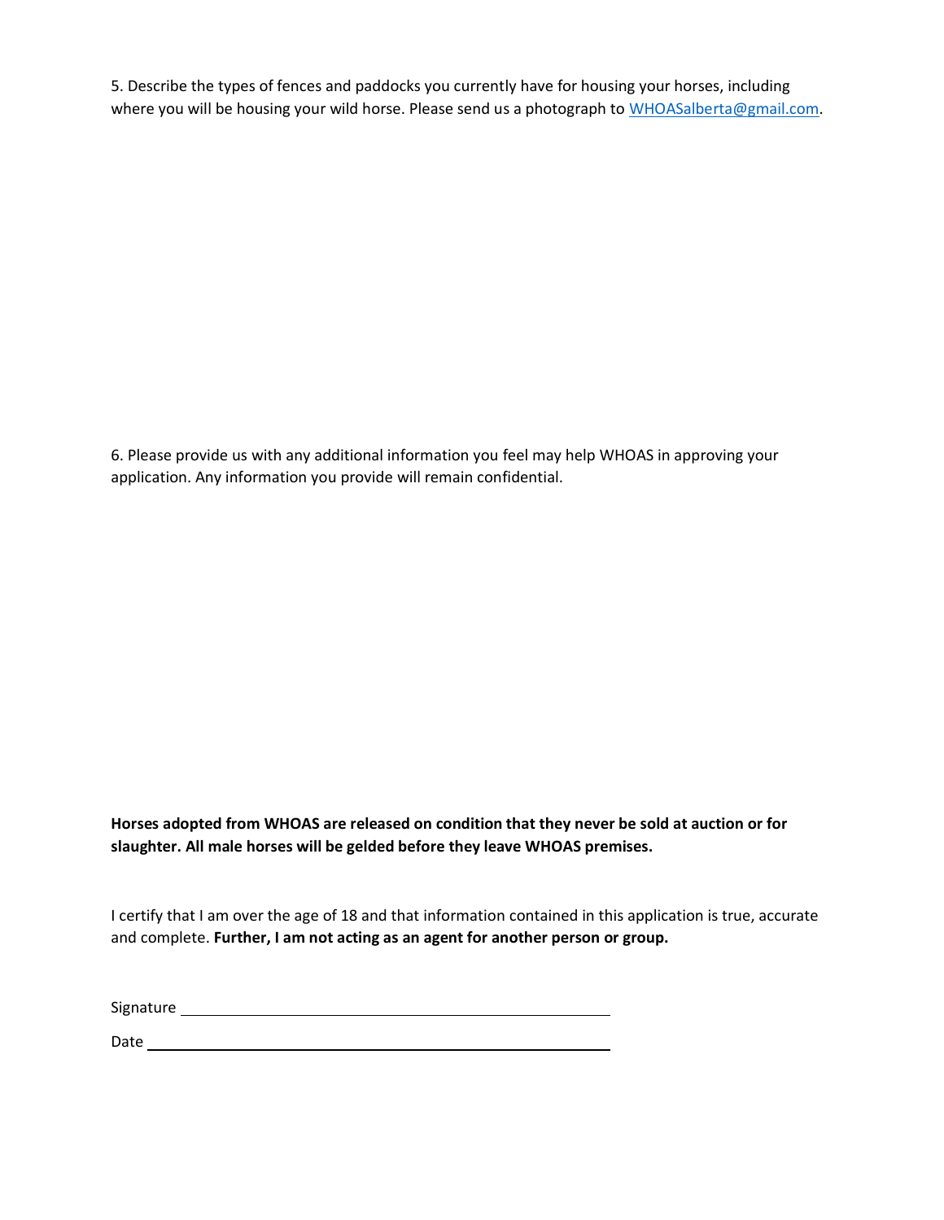5. Describe the types of fences and paddocks you currently have for housing your horses, including where you will be housing your wild horse. Please send us a photograph to WHOASalberta@gmail.com.

6. Please provide us with any additional information you feel may help WHOAS in approving your application. Any information you provide will remain confidential.

**Horses adopted from WHOAS are released on condition that they never be sold at auction or for slaughter. All male horses will be gelded before they leave WHOAS premises.**

I certify that I am over the age of 18 and that information contained in this application is true, accurate and complete. **Further, I am not acting as an agent for another person or group.**

Signature \_\_\_\_\_\_\_\_\_\_\_\_\_\_\_\_\_\_\_\_\_\_\_\_\_\_\_\_\_\_\_\_\_\_\_\_\_\_\_\_

Date \_\_\_\_\_\_\_\_\_\_\_\_\_\_\_\_\_\_\_\_\_\_\_\_\_\_\_\_\_\_\_\_\_\_\_\_\_\_\_\_\_\_\_\_